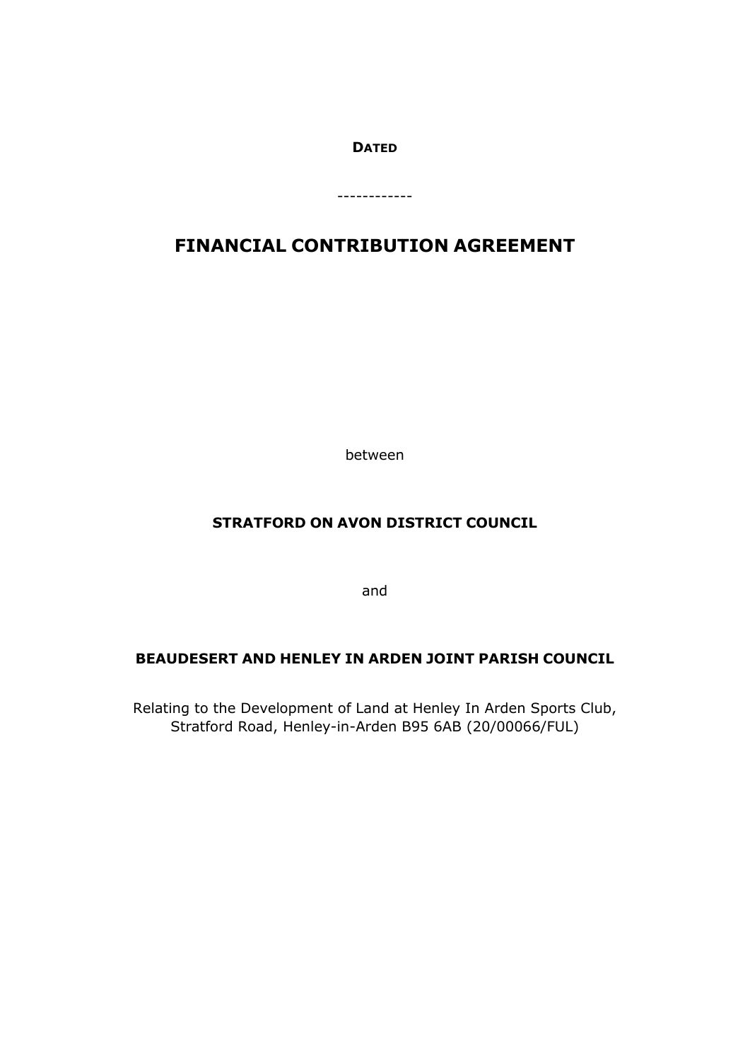**DATED**

------------

# FINANCIAL CONTRIBUTION AGREEMENT

between

**STRATFORD ON AVON DISTRICT COUNCIL**

and

**BEAUDESERT AND HENLEY IN ARDEN JOINT PARISH COUNCIL**

Relating to the Development of Land at Henley In Arden Sports Club, Stratford Road, Henley-in-Arden B95 6AB (20/00066/FUL)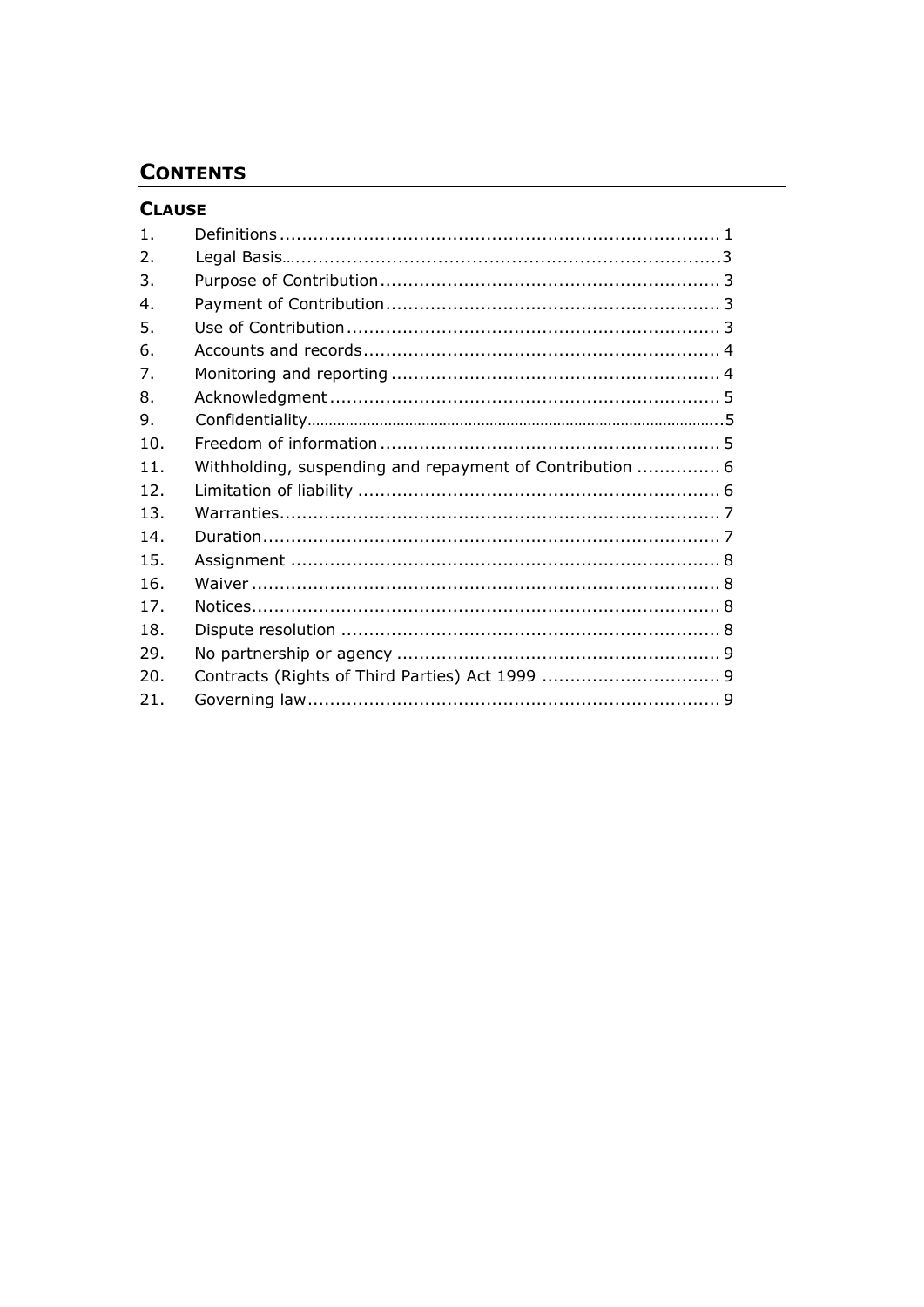# CONTENTS

## CLAUSE

| | | |
|---|---|---|
| 1. | Definitions | 1 |
| 2. | Legal Basis | 3 |
| 3. | Purpose of Contribution | 3 |
| 4. | Payment of Contribution | 3 |
| 5. | Use of Contribution | 3 |
| 6. | Accounts and records | 4 |
| 7. | Monitoring and reporting | 4 |
| 8. | Acknowledgment | 5 |
| 9. | Confidentiality | 5 |
| 10. | Freedom of information | 5 |
| 11. | Withholding, suspending and repayment of Contribution | 6 |
| 12. | Limitation of liability | 6 |
| 13. | Warranties | 7 |
| 14. | Duration | 7 |
| 15. | Assignment | 8 |
| 16. | Waiver | 8 |
| 17. | Notices | 8 |
| 18. | Dispute resolution | 8 |
| 29. | No partnership or agency | 9 |
| 20. | Contracts (Rights of Third Parties) Act 1999 | 9 |
| 21. | Governing law | 9 |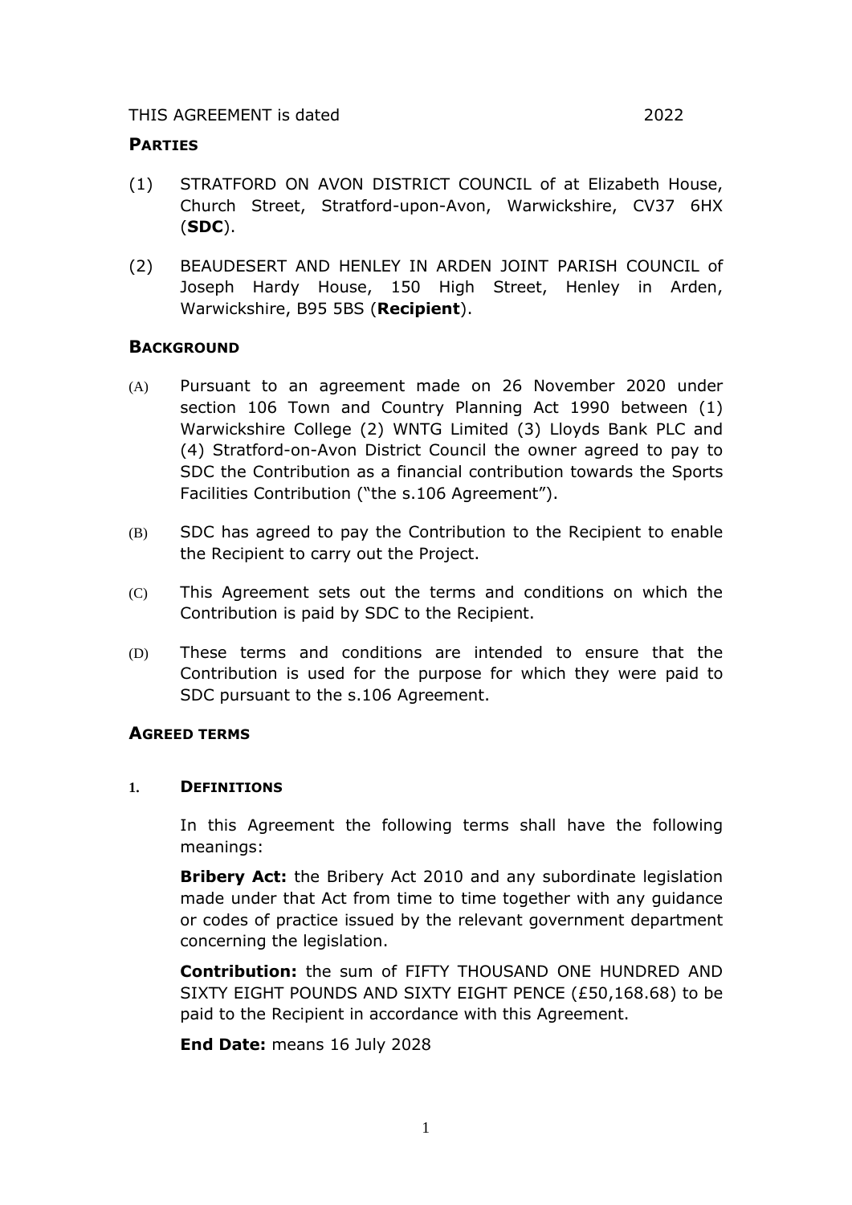THIS AGREEMENT is dated 2022

**PARTIES**

(1) STRATFORD ON AVON DISTRICT COUNCIL of at Elizabeth House, Church Street, Stratford-upon-Avon, Warwickshire, CV37 6HX (**SDC**).

(2) BEAUDESERT AND HENLEY IN ARDEN JOINT PARISH COUNCIL of Joseph Hardy House, 150 High Street, Henley in Arden, Warwickshire, B95 5BS (**Recipient**).

**BACKGROUND**

(A) Pursuant to an agreement made on 26 November 2020 under section 106 Town and Country Planning Act 1990 between (1) Warwickshire College (2) WNTG Limited (3) Lloyds Bank PLC and (4) Stratford-on-Avon District Council the owner agreed to pay to SDC the Contribution as a financial contribution towards the Sports Facilities Contribution ("the s.106 Agreement").

(B) SDC has agreed to pay the Contribution to the Recipient to enable the Recipient to carry out the Project.

(C) This Agreement sets out the terms and conditions on which the Contribution is paid by SDC to the Recipient.

(D) These terms and conditions are intended to ensure that the Contribution is used for the purpose for which they were paid to SDC pursuant to the s.106 Agreement.

**AGREED TERMS**

**1. DEFINITIONS**

In this Agreement the following terms shall have the following meanings:

**Bribery Act:** the Bribery Act 2010 and any subordinate legislation made under that Act from time to time together with any guidance or codes of practice issued by the relevant government department concerning the legislation.

**Contribution:** the sum of FIFTY THOUSAND ONE HUNDRED AND SIXTY EIGHT POUNDS AND SIXTY EIGHT PENCE (£50,168.68) to be paid to the Recipient in accordance with this Agreement.

**End Date:** means 16 July 2028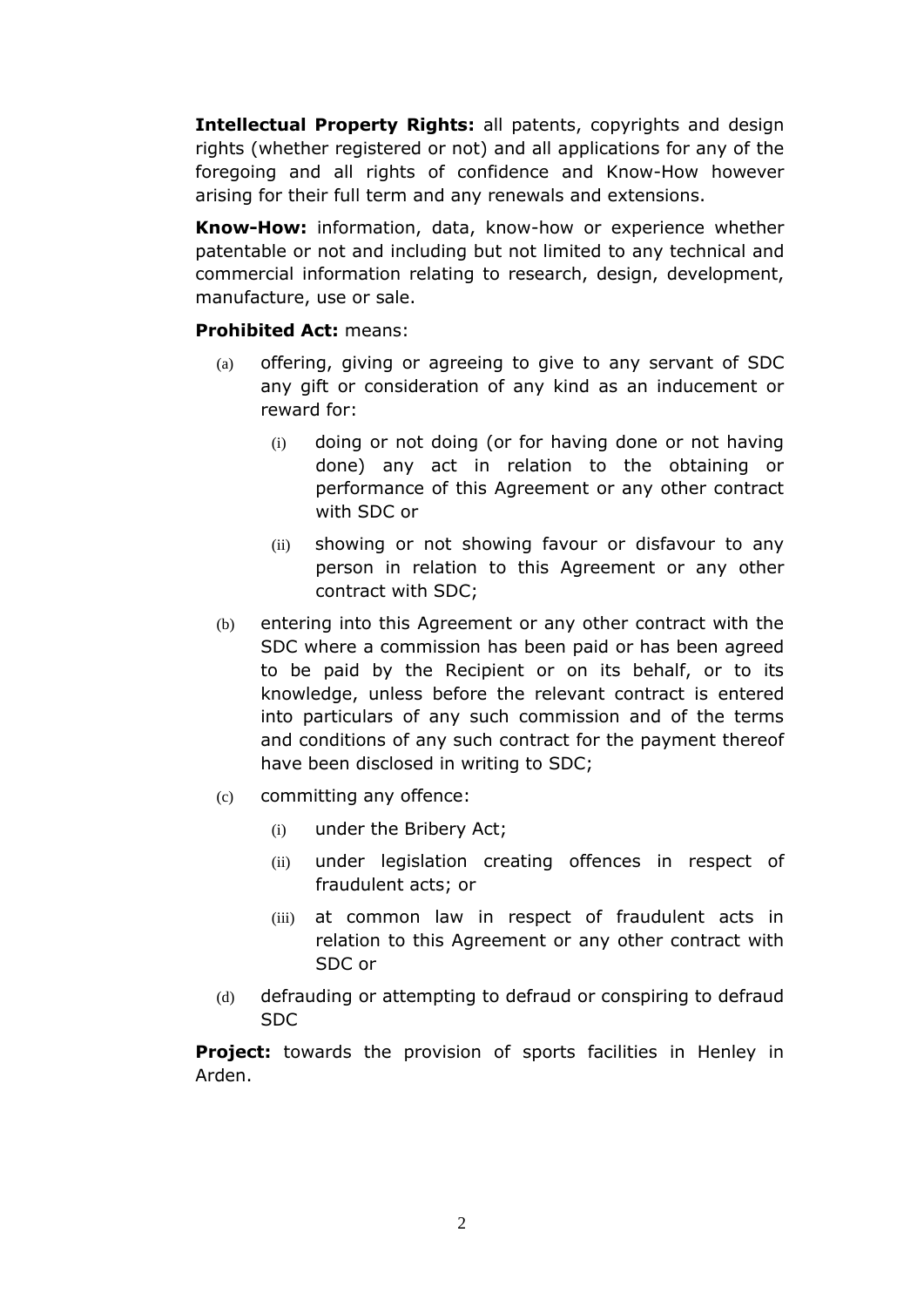**Intellectual Property Rights:** all patents, copyrights and design rights (whether registered or not) and all applications for any of the foregoing and all rights of confidence and Know-How however arising for their full term and any renewals and extensions.

**Know-How:** information, data, know-how or experience whether patentable or not and including but not limited to any technical and commercial information relating to research, design, development, manufacture, use or sale.

**Prohibited Act:** means:

(a) offering, giving or agreeing to give to any servant of SDC any gift or consideration of any kind as an inducement or reward for:

 (i) doing or not doing (or for having done or not having done) any act in relation to the obtaining or performance of this Agreement or any other contract with SDC or

 (ii) showing or not showing favour or disfavour to any person in relation to this Agreement or any other contract with SDC;

(b) entering into this Agreement or any other contract with the SDC where a commission has been paid or has been agreed to be paid by the Recipient or on its behalf, or to its knowledge, unless before the relevant contract is entered into particulars of any such commission and of the terms and conditions of any such contract for the payment thereof have been disclosed in writing to SDC;

(c) committing any offence:

 (i) under the Bribery Act;

 (ii) under legislation creating offences in respect of fraudulent acts; or

 (iii) at common law in respect of fraudulent acts in relation to this Agreement or any other contract with SDC or

(d) defrauding or attempting to defraud or conspiring to defraud SDC

**Project:** towards the provision of sports facilities in Henley in Arden.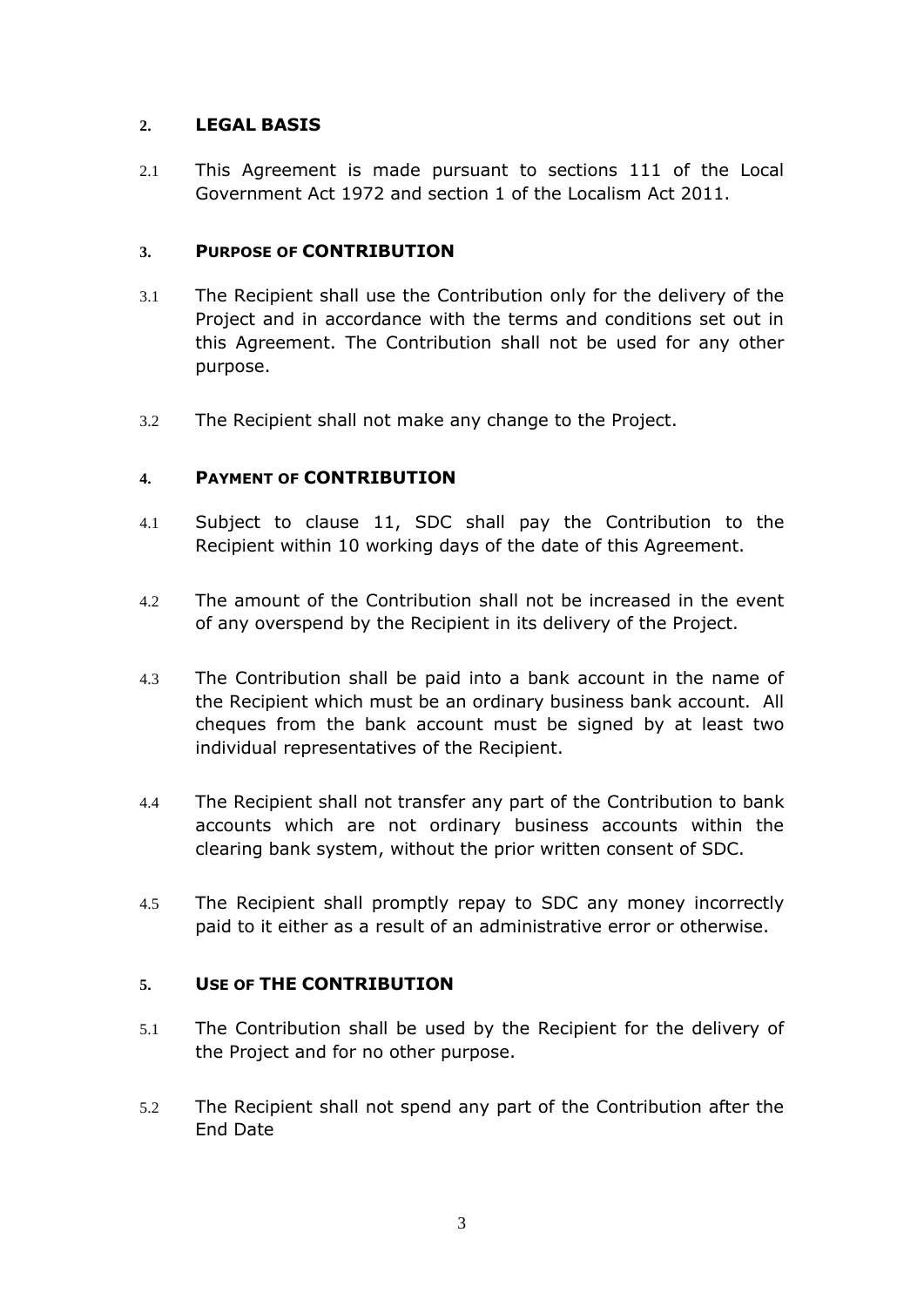## 2. LEGAL BASIS

2.1 This Agreement is made pursuant to sections 111 of the Local Government Act 1972 and section 1 of the Localism Act 2011.

## 3. PURPOSE OF CONTRIBUTION

3.1 The Recipient shall use the Contribution only for the delivery of the Project and in accordance with the terms and conditions set out in this Agreement. The Contribution shall not be used for any other purpose.

3.2 The Recipient shall not make any change to the Project.

## 4. PAYMENT OF CONTRIBUTION

4.1 Subject to clause 11, SDC shall pay the Contribution to the Recipient within 10 working days of the date of this Agreement.

4.2 The amount of the Contribution shall not be increased in the event of any overspend by the Recipient in its delivery of the Project.

4.3 The Contribution shall be paid into a bank account in the name of the Recipient which must be an ordinary business bank account. All cheques from the bank account must be signed by at least two individual representatives of the Recipient.

4.4 The Recipient shall not transfer any part of the Contribution to bank accounts which are not ordinary business accounts within the clearing bank system, without the prior written consent of SDC.

4.5 The Recipient shall promptly repay to SDC any money incorrectly paid to it either as a result of an administrative error or otherwise.

## 5. USE OF THE CONTRIBUTION

5.1 The Contribution shall be used by the Recipient for the delivery of the Project and for no other purpose.

5.2 The Recipient shall not spend any part of the Contribution after the End Date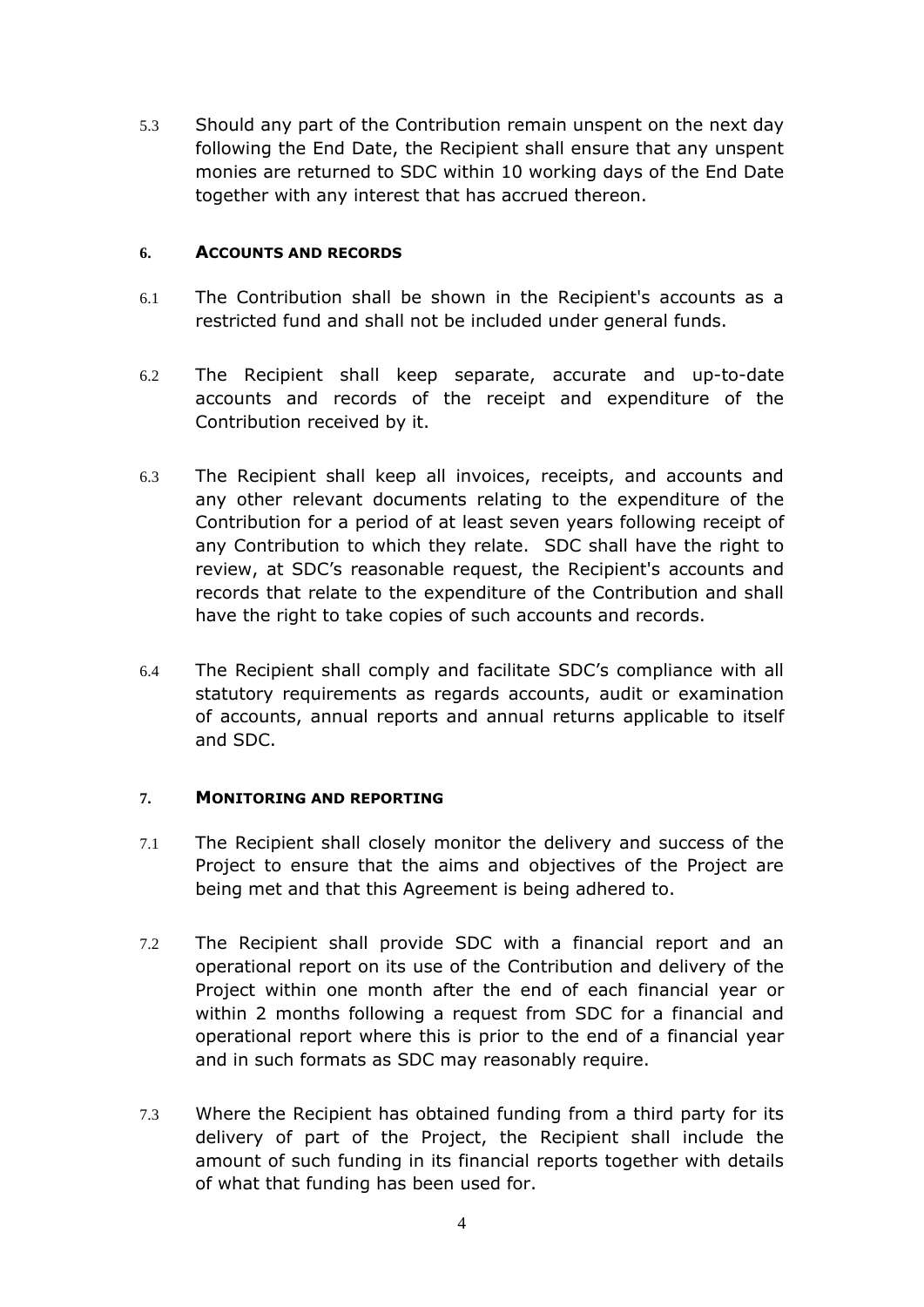5.3 Should any part of the Contribution remain unspent on the next day following the End Date, the Recipient shall ensure that any unspent monies are returned to SDC within 10 working days of the End Date together with any interest that has accrued thereon.

## 6. ACCOUNTS AND RECORDS

6.1 The Contribution shall be shown in the Recipient's accounts as a restricted fund and shall not be included under general funds.

6.2 The Recipient shall keep separate, accurate and up-to-date accounts and records of the receipt and expenditure of the Contribution received by it.

6.3 The Recipient shall keep all invoices, receipts, and accounts and any other relevant documents relating to the expenditure of the Contribution for a period of at least seven years following receipt of any Contribution to which they relate. SDC shall have the right to review, at SDC's reasonable request, the Recipient's accounts and records that relate to the expenditure of the Contribution and shall have the right to take copies of such accounts and records.

6.4 The Recipient shall comply and facilitate SDC's compliance with all statutory requirements as regards accounts, audit or examination of accounts, annual reports and annual returns applicable to itself and SDC.

## 7. MONITORING AND REPORTING

7.1 The Recipient shall closely monitor the delivery and success of the Project to ensure that the aims and objectives of the Project are being met and that this Agreement is being adhered to.

7.2 The Recipient shall provide SDC with a financial report and an operational report on its use of the Contribution and delivery of the Project within one month after the end of each financial year or within 2 months following a request from SDC for a financial and operational report where this is prior to the end of a financial year and in such formats as SDC may reasonably require.

7.3 Where the Recipient has obtained funding from a third party for its delivery of part of the Project, the Recipient shall include the amount of such funding in its financial reports together with details of what that funding has been used for.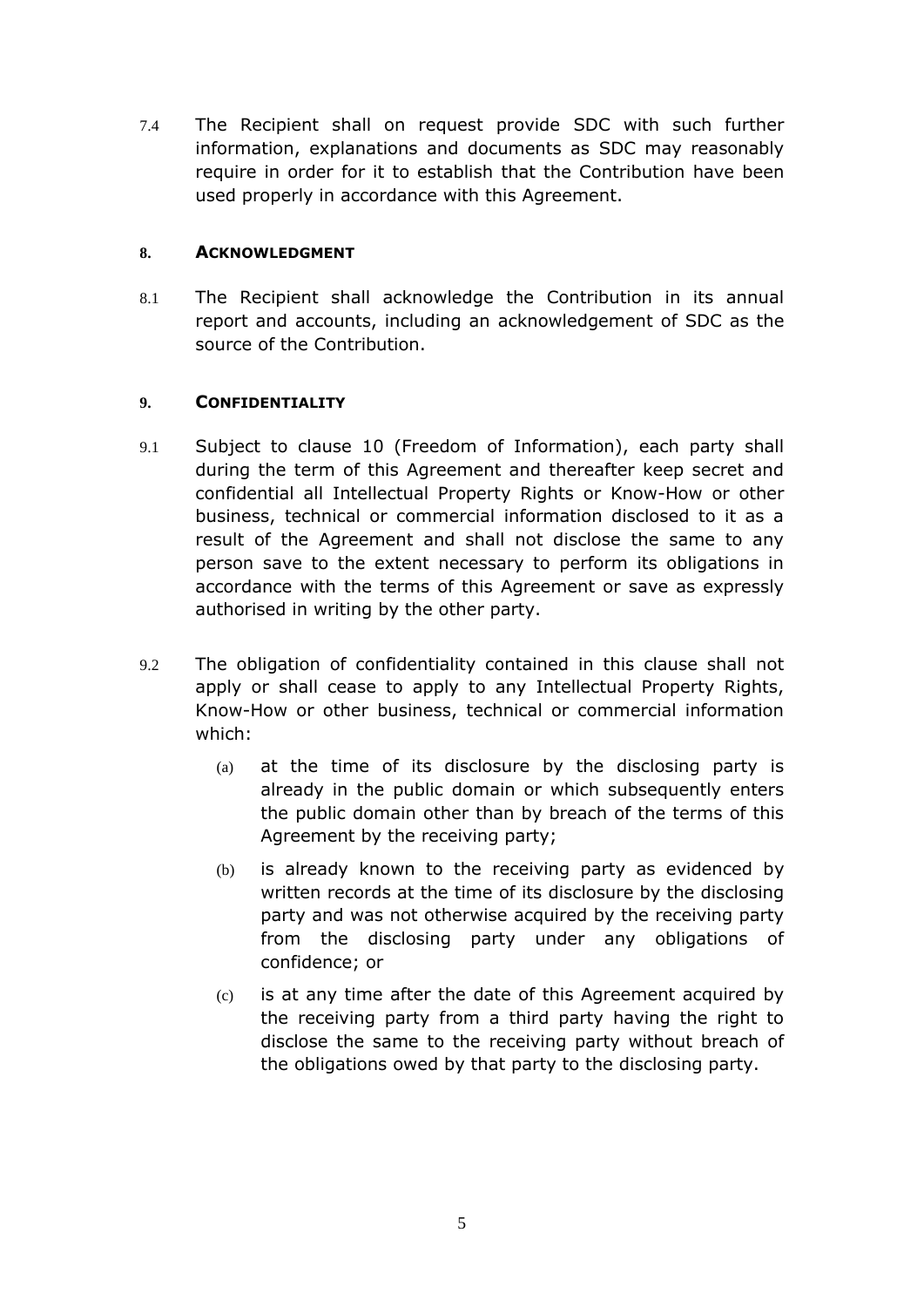7.4 The Recipient shall on request provide SDC with such further information, explanations and documents as SDC may reasonably require in order for it to establish that the Contribution have been used properly in accordance with this Agreement.

## 8. ACKNOWLEDGMENT

8.1 The Recipient shall acknowledge the Contribution in its annual report and accounts, including an acknowledgement of SDC as the source of the Contribution.

## 9. CONFIDENTIALITY

9.1 Subject to clause 10 (Freedom of Information), each party shall during the term of this Agreement and thereafter keep secret and confidential all Intellectual Property Rights or Know-How or other business, technical or commercial information disclosed to it as a result of the Agreement and shall not disclose the same to any person save to the extent necessary to perform its obligations in accordance with the terms of this Agreement or save as expressly authorised in writing by the other party.

9.2 The obligation of confidentiality contained in this clause shall not apply or shall cease to apply to any Intellectual Property Rights, Know-How or other business, technical or commercial information which:

(a) at the time of its disclosure by the disclosing party is already in the public domain or which subsequently enters the public domain other than by breach of the terms of this Agreement by the receiving party;

(b) is already known to the receiving party as evidenced by written records at the time of its disclosure by the disclosing party and was not otherwise acquired by the receiving party from the disclosing party under any obligations of confidence; or

(c) is at any time after the date of this Agreement acquired by the receiving party from a third party having the right to disclose the same to the receiving party without breach of the obligations owed by that party to the disclosing party.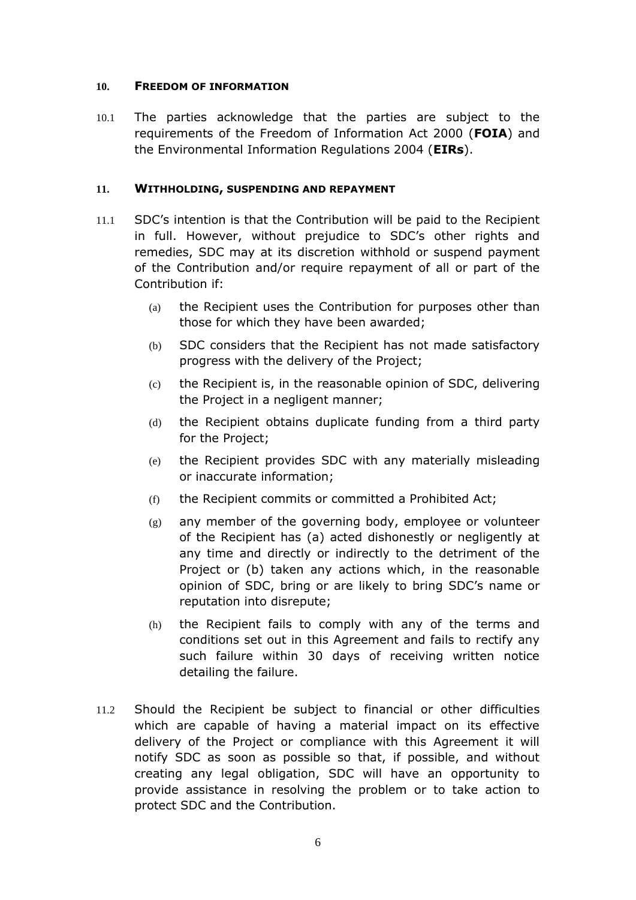## 10. FREEDOM OF INFORMATION

10.1 The parties acknowledge that the parties are subject to the requirements of the Freedom of Information Act 2000 (**FOIA**) and the Environmental Information Regulations 2004 (**EIRs**).

## 11. WITHHOLDING, SUSPENDING AND REPAYMENT

11.1 SDC's intention is that the Contribution will be paid to the Recipient in full. However, without prejudice to SDC's other rights and remedies, SDC may at its discretion withhold or suspend payment of the Contribution and/or require repayment of all or part of the Contribution if:

- (a) the Recipient uses the Contribution for purposes other than those for which they have been awarded;
- (b) SDC considers that the Recipient has not made satisfactory progress with the delivery of the Project;
- (c) the Recipient is, in the reasonable opinion of SDC, delivering the Project in a negligent manner;
- (d) the Recipient obtains duplicate funding from a third party for the Project;
- (e) the Recipient provides SDC with any materially misleading or inaccurate information;
- (f) the Recipient commits or committed a Prohibited Act;
- (g) any member of the governing body, employee or volunteer of the Recipient has (a) acted dishonestly or negligently at any time and directly or indirectly to the detriment of the Project or (b) taken any actions which, in the reasonable opinion of SDC, bring or are likely to bring SDC's name or reputation into disrepute;
- (h) the Recipient fails to comply with any of the terms and conditions set out in this Agreement and fails to rectify any such failure within 30 days of receiving written notice detailing the failure.

11.2 Should the Recipient be subject to financial or other difficulties which are capable of having a material impact on its effective delivery of the Project or compliance with this Agreement it will notify SDC as soon as possible so that, if possible, and without creating any legal obligation, SDC will have an opportunity to provide assistance in resolving the problem or to take action to protect SDC and the Contribution.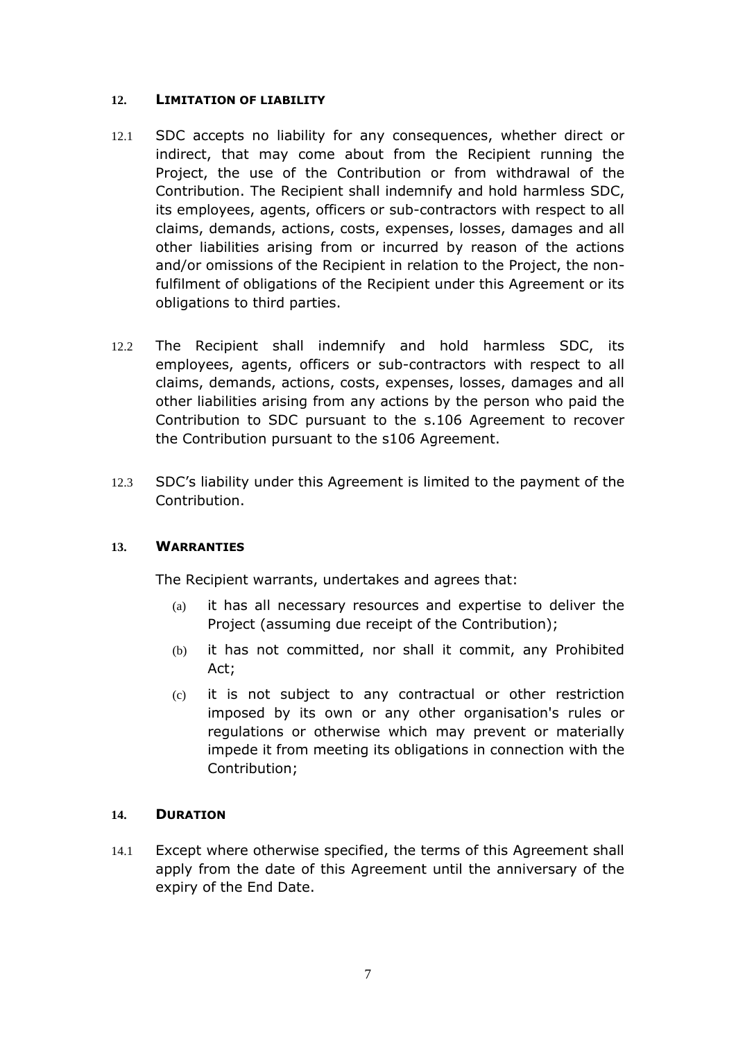## 12. LIMITATION OF LIABILITY

12.1 SDC accepts no liability for any consequences, whether direct or indirect, that may come about from the Recipient running the Project, the use of the Contribution or from withdrawal of the Contribution. The Recipient shall indemnify and hold harmless SDC, its employees, agents, officers or sub-contractors with respect to all claims, demands, actions, costs, expenses, losses, damages and all other liabilities arising from or incurred by reason of the actions and/or omissions of the Recipient in relation to the Project, the non-fulfilment of obligations of the Recipient under this Agreement or its obligations to third parties.

12.2 The Recipient shall indemnify and hold harmless SDC, its employees, agents, officers or sub-contractors with respect to all claims, demands, actions, costs, expenses, losses, damages and all other liabilities arising from any actions by the person who paid the Contribution to SDC pursuant to the s.106 Agreement to recover the Contribution pursuant to the s106 Agreement.

12.3 SDC's liability under this Agreement is limited to the payment of the Contribution.

## 13. WARRANTIES

The Recipient warrants, undertakes and agrees that:

(a) it has all necessary resources and expertise to deliver the Project (assuming due receipt of the Contribution);

(b) it has not committed, nor shall it commit, any Prohibited Act;

(c) it is not subject to any contractual or other restriction imposed by its own or any other organisation's rules or regulations or otherwise which may prevent or materially impede it from meeting its obligations in connection with the Contribution;

## 14. DURATION

14.1 Except where otherwise specified, the terms of this Agreement shall apply from the date of this Agreement until the anniversary of the expiry of the End Date.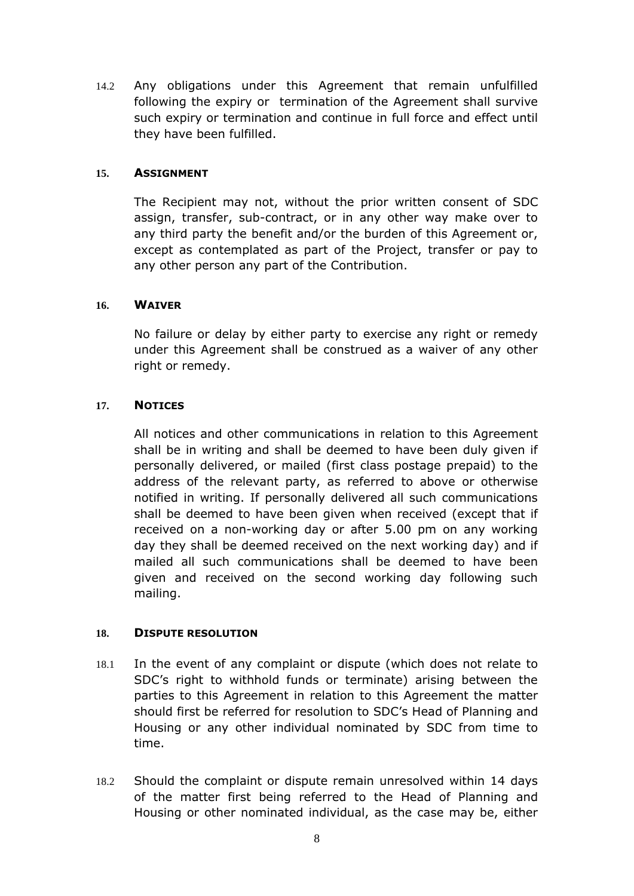14.2 Any obligations under this Agreement that remain unfulfilled following the expiry or termination of the Agreement shall survive such expiry or termination and continue in full force and effect until they have been fulfilled.

## 15. ASSIGNMENT

The Recipient may not, without the prior written consent of SDC assign, transfer, sub-contract, or in any other way make over to any third party the benefit and/or the burden of this Agreement or, except as contemplated as part of the Project, transfer or pay to any other person any part of the Contribution.

## 16. WAIVER

No failure or delay by either party to exercise any right or remedy under this Agreement shall be construed as a waiver of any other right or remedy.

## 17. NOTICES

All notices and other communications in relation to this Agreement shall be in writing and shall be deemed to have been duly given if personally delivered, or mailed (first class postage prepaid) to the address of the relevant party, as referred to above or otherwise notified in writing. If personally delivered all such communications shall be deemed to have been given when received (except that if received on a non-working day or after 5.00 pm on any working day they shall be deemed received on the next working day) and if mailed all such communications shall be deemed to have been given and received on the second working day following such mailing.

## 18. DISPUTE RESOLUTION

18.1 In the event of any complaint or dispute (which does not relate to SDC's right to withhold funds or terminate) arising between the parties to this Agreement in relation to this Agreement the matter should first be referred for resolution to SDC's Head of Planning and Housing or any other individual nominated by SDC from time to time.

18.2 Should the complaint or dispute remain unresolved within 14 days of the matter first being referred to the Head of Planning and Housing or other nominated individual, as the case may be, either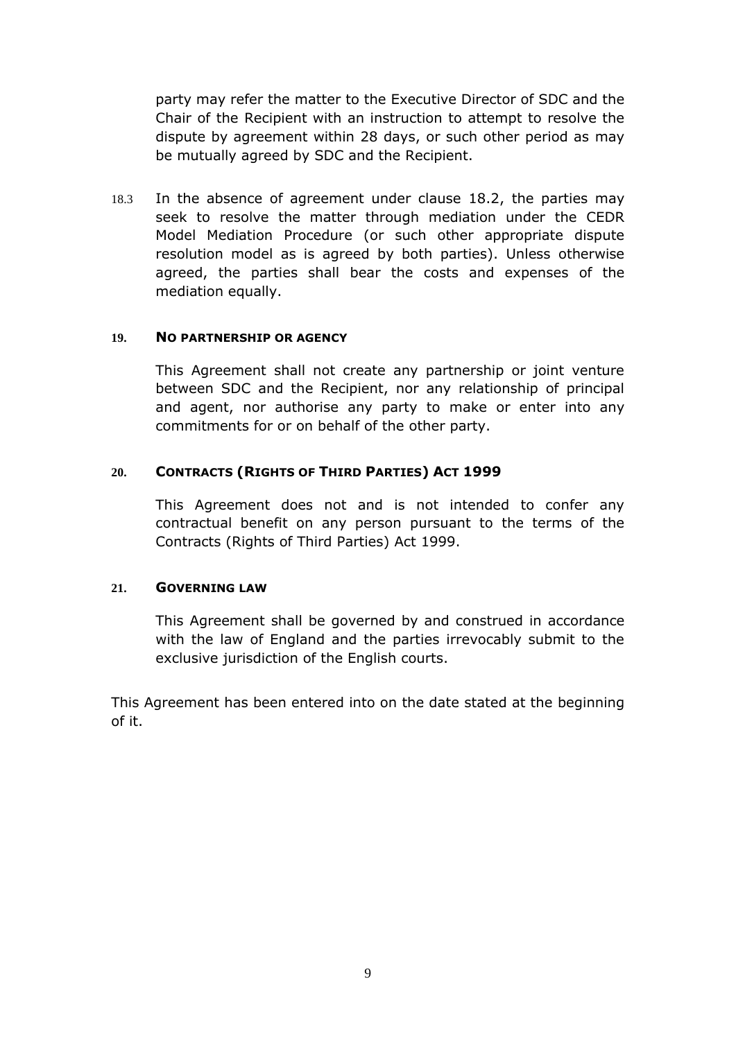party may refer the matter to the Executive Director of SDC and the Chair of the Recipient with an instruction to attempt to resolve the dispute by agreement within 28 days, or such other period as may be mutually agreed by SDC and the Recipient.

18.3 In the absence of agreement under clause 18.2, the parties may seek to resolve the matter through mediation under the CEDR Model Mediation Procedure (or such other appropriate dispute resolution model as is agreed by both parties). Unless otherwise agreed, the parties shall bear the costs and expenses of the mediation equally.

## 19. NO PARTNERSHIP OR AGENCY

This Agreement shall not create any partnership or joint venture between SDC and the Recipient, nor any relationship of principal and agent, nor authorise any party to make or enter into any commitments for or on behalf of the other party.

## 20. CONTRACTS (RIGHTS OF THIRD PARTIES) ACT 1999

This Agreement does not and is not intended to confer any contractual benefit on any person pursuant to the terms of the Contracts (Rights of Third Parties) Act 1999.

## 21. GOVERNING LAW

This Agreement shall be governed by and construed in accordance with the law of England and the parties irrevocably submit to the exclusive jurisdiction of the English courts.

This Agreement has been entered into on the date stated at the beginning of it.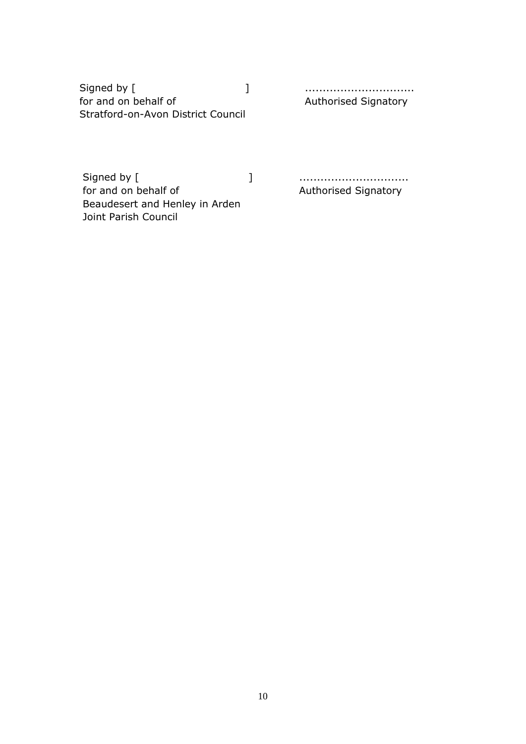Signed by [ ] ..............................
for and on behalf of Authorised Signatory
Stratford-on-Avon District Council

Signed by [ ] ..............................
for and on behalf of Authorised Signatory
Beaudesert and Henley in Arden
Joint Parish Council